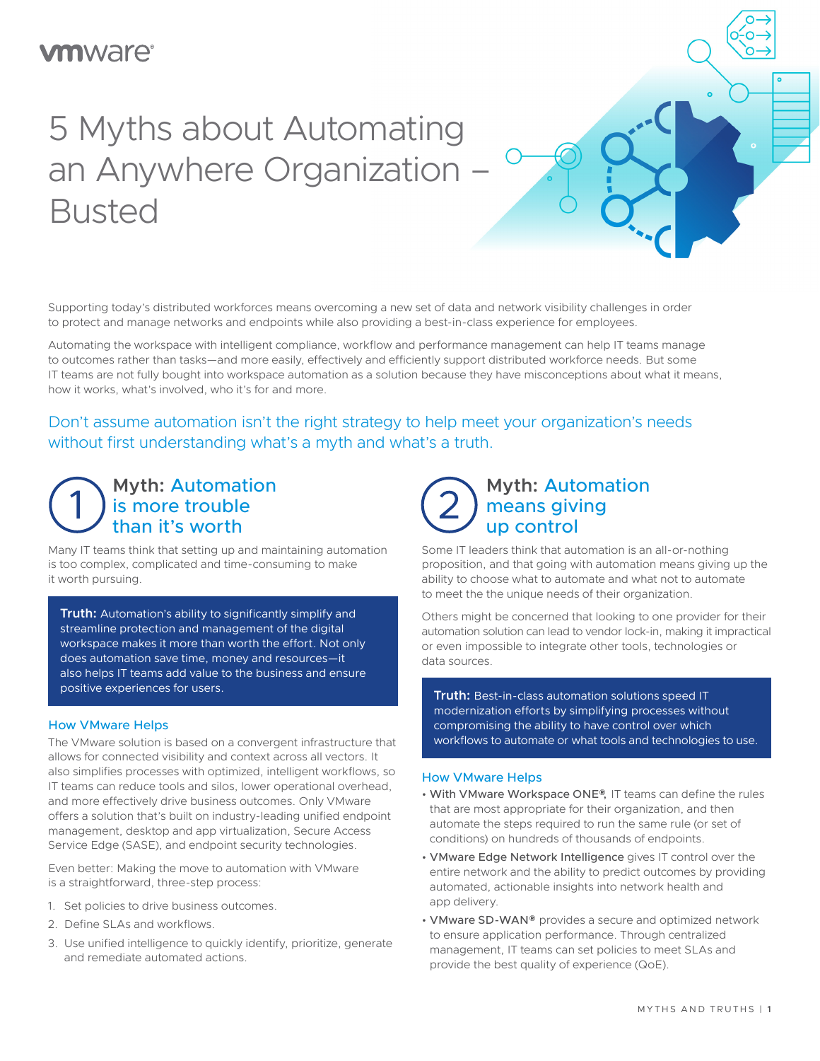# 5 Myths about Automating an Anywhere Organization – Busted

Supporting today's distributed workforces means overcoming a new set of data and network visibility challenges in order to protect and manage networks and endpoints while also providing a best-in-class experience for employees.

Automating the workspace with intelligent compliance, workflow and performance management can help IT teams manage to outcomes rather than tasks—and more easily, effectively and efficiently support distributed workforce needs. But some IT teams are not fully bought into workspace automation as a solution because they have misconceptions about what it means, how it works, what's involved, who it's for and more.

Don't assume automation isn't the right strategy to help meet your organization's needs without first understanding what's a myth and what's a truth.

## 1 Myth: Automation is more trouble than it's worth

Many IT teams think that setting up and maintaining automation is too complex, complicated and time-consuming to make it worth pursuing.

**Truth:** Automation's ability to significantly simplify and streamline protection and management of the digital workspace makes it more than worth the effort. Not only does automation save time, money and resources—it also helps IT teams add value to the business and ensure positive experiences for users.

### How VMware Helps

The VMware solution is based on a convergent infrastructure that allows for connected visibility and context across all vectors. It also simplifies processes with optimized, intelligent workflows, so IT teams can reduce tools and silos, lower operational overhead, and more effectively drive business outcomes. Only VMware offers a solution that's built on industry-leading unified endpoint management, desktop and app virtualization, Secure Access Service Edge (SASE), and endpoint security technologies.

Even better: Making the move to automation with VMware is a straightforward, three-step process:

1. Set policies to drive business outcomes.
2. Define SLAs and workflows.
3. Use unified intelligence to quickly identify, prioritize, generate and remediate automated actions.

## 2 Myth: Automation means giving up control

Some IT leaders think that automation is an all-or-nothing proposition, and that going with automation means giving up the ability to choose what to automate and what not to automate to meet the the unique needs of their organization.

Others might be concerned that looking to one provider for their automation solution can lead to vendor lock-in, making it impractical or even impossible to integrate other tools, technologies or data sources.

**Truth:** Best-in-class automation solutions speed IT modernization efforts by simplifying processes without compromising the ability to have control over which workflows to automate or what tools and technologies to use.

### How VMware Helps

- With VMware Workspace ONE®, IT teams can define the rules that are most appropriate for their organization, and then automate the steps required to run the same rule (or set of conditions) on hundreds of thousands of endpoints.
- VMware Edge Network Intelligence gives IT control over the entire network and the ability to predict outcomes by providing automated, actionable insights into network health and app delivery.
- VMware SD-WAN® provides a secure and optimized network to ensure application performance. Through centralized management, IT teams can set policies to meet SLAs and provide the best quality of experience (QoE).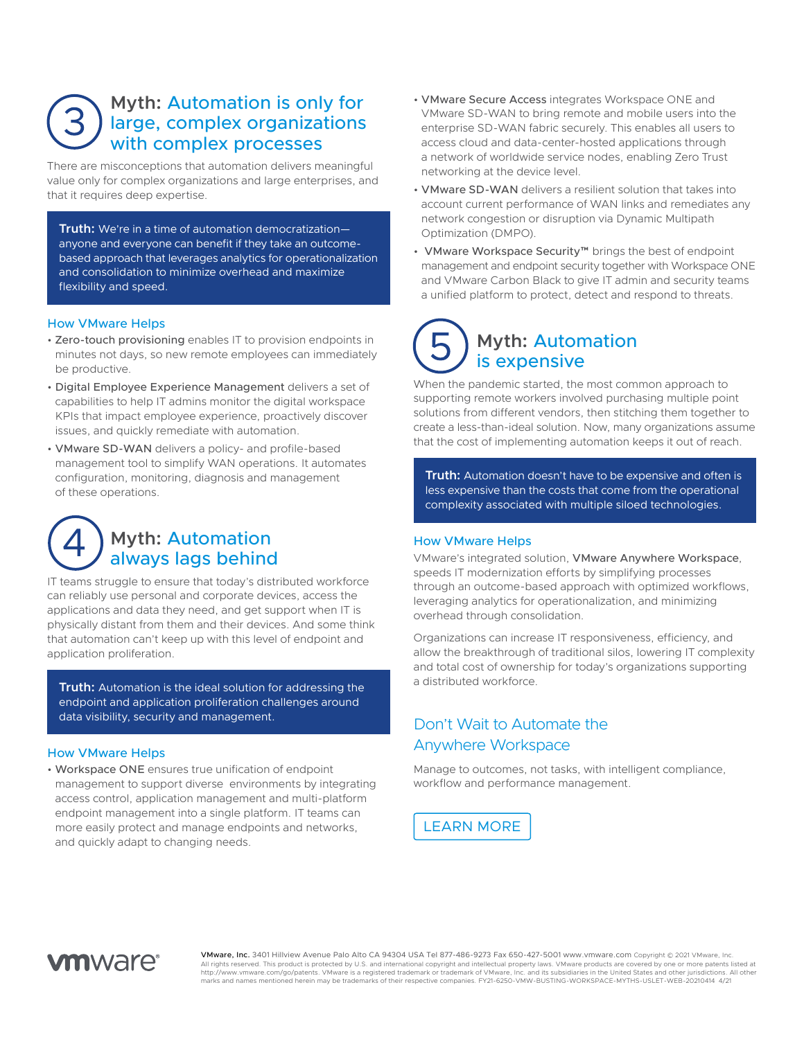## 3 Myth: Automation is only for large, complex organizations with complex processes

There are misconceptions that automation delivers meaningful value only for complex organizations and large enterprises, and that it requires deep expertise.

**Truth:** We're in a time of automation democratization—anyone and everyone can benefit if they take an outcome-based approach that leverages analytics for operationalization and consolidation to minimize overhead and maximize flexibility and speed.

### How VMware Helps

- Zero-touch provisioning enables IT to provision endpoints in minutes not days, so new remote employees can immediately be productive.
- Digital Employee Experience Management delivers a set of capabilities to help IT admins monitor the digital workspace KPIs that impact employee experience, proactively discover issues, and quickly remediate with automation.
- VMware SD-WAN delivers a policy- and profile-based management tool to simplify WAN operations. It automates configuration, monitoring, diagnosis and management of these operations.

## 4 Myth: Automation always lags behind

IT teams struggle to ensure that today's distributed workforce can reliably use personal and corporate devices, access the applications and data they need, and get support when IT is physically distant from them and their devices. And some think that automation can't keep up with this level of endpoint and application proliferation.

**Truth:** Automation is the ideal solution for addressing the endpoint and application proliferation challenges around data visibility, security and management.

### How VMware Helps

- Workspace ONE ensures true unification of endpoint management to support diverse environments by integrating access control, application management and multi-platform endpoint management into a single platform. IT teams can more easily protect and manage endpoints and networks, and quickly adapt to changing needs.
- VMware Secure Access integrates Workspace ONE and VMware SD-WAN to bring remote and mobile users into the enterprise SD-WAN fabric securely. This enables all users to access cloud and data-center-hosted applications through a network of worldwide service nodes, enabling Zero Trust networking at the device level.
- VMware SD-WAN delivers a resilient solution that takes into account current performance of WAN links and remediates any network congestion or disruption via Dynamic Multipath Optimization (DMPO).
- VMware Workspace Security™ brings the best of endpoint management and endpoint security together with Workspace ONE and VMware Carbon Black to give IT admin and security teams a unified platform to protect, detect and respond to threats.

## 5 Myth: Automation is expensive

When the pandemic started, the most common approach to supporting remote workers involved purchasing multiple point solutions from different vendors, then stitching them together to create a less-than-ideal solution. Now, many organizations assume that the cost of implementing automation keeps it out of reach.

**Truth:** Automation doesn't have to be expensive and often is less expensive than the costs that come from the operational complexity associated with multiple siloed technologies.

### How VMware Helps

VMware's integrated solution, VMware Anywhere Workspace, speeds IT modernization efforts by simplifying processes through an outcome-based approach with optimized workflows, leveraging analytics for operationalization, and minimizing overhead through consolidation.

Organizations can increase IT responsiveness, efficiency, and allow the breakthrough of traditional silos, lowering IT complexity and total cost of ownership for today's organizations supporting a distributed workforce.

## Don't Wait to Automate the Anywhere Workspace

Manage to outcomes, not tasks, with intelligent compliance, workflow and performance management.

LEARN MORE

vmware®

**VMware, Inc.** 3401 Hillview Avenue Palo Alto CA 94304 USA Tel 877-486-9273 Fax 650-427-5001 www.vmware.com Copyright © 2021 VMware, Inc. All rights reserved. This product is protected by U.S. and international copyright and intellectual property laws. VMware products are covered by one or more patents listed at http://www.vmware.com/go/patents. VMware is a registered trademark or trademark of VMware, Inc. and its subsidiaries in the United States and other jurisdictions. All other marks and names mentioned herein may be trademarks of their respective companies. FY21-6250-VMW-BUSTING-WORKSPACE-MYTHS-USLET-WEB-20210414 4/21